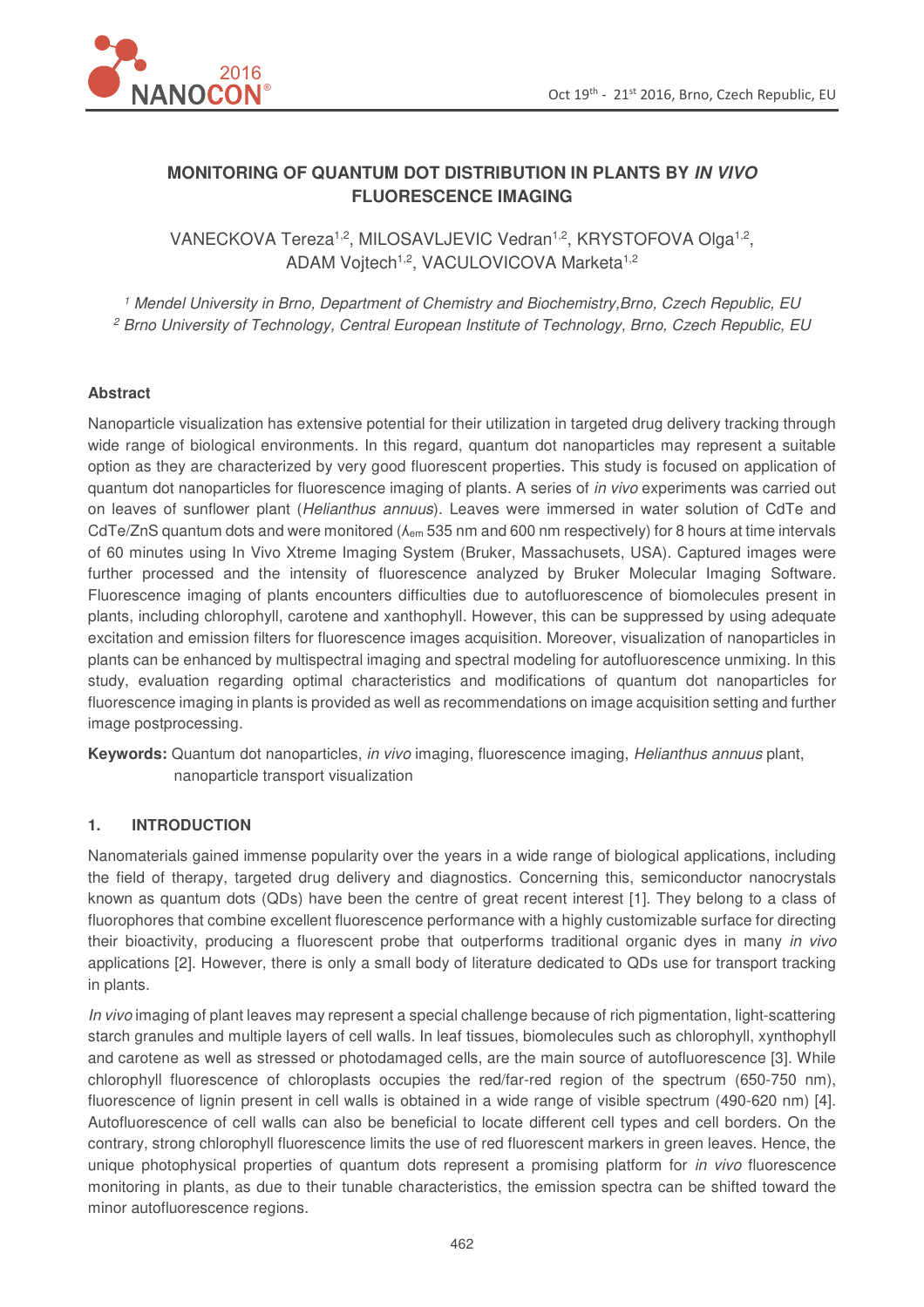# MONITORING OF QUANTUM DOT DISTRIBUTION IN PLANTS BY *IN VIVO* FLUORESCENCE IMAGING

VANECKOVA Tereza[1,2], MILOSAVLJEVIC Vedran[1,2], KRYSTOFOVA Olga[1,2], ADAM Vojtech[1,2], VACULOVICOVA Marketa[1,2]

[1] *Mendel University in Brno, Department of Chemistry and Biochemistry,Brno, Czech Republic, EU*
[2] *Brno University of Technology, Central European Institute of Technology, Brno, Czech Republic, EU*

## Abstract

Nanoparticle visualization has extensive potential for their utilization in targeted drug delivery tracking through wide range of biological environments. In this regard, quantum dot nanoparticles may represent a suitable option as they are characterized by very good fluorescent properties. This study is focused on application of quantum dot nanoparticles for fluorescence imaging of plants. A series of *in vivo* experiments was carried out on leaves of sunflower plant (*Helianthus annuus*). Leaves were immersed in water solution of CdTe and CdTe/ZnS quantum dots and were monitored ($\lambda_{em}$ 535 nm and 600 nm respectively) for 8 hours at time intervals of 60 minutes using In Vivo Xtreme Imaging System (Bruker, Massachusets, USA). Captured images were further processed and the intensity of fluorescence analyzed by Bruker Molecular Imaging Software. Fluorescence imaging of plants encounters difficulties due to autofluorescence of biomolecules present in plants, including chlorophyll, carotene and xanthophyll. However, this can be suppressed by using adequate excitation and emission filters for fluorescence images acquisition. Moreover, visualization of nanoparticles in plants can be enhanced by multispectral imaging and spectral modeling for autofluorescence unmixing. In this study, evaluation regarding optimal characteristics and modifications of quantum dot nanoparticles for fluorescence imaging in plants is provided as well as recommendations on image acquisition setting and further image postprocessing.

**Keywords:** Quantum dot nanoparticles, *in vivo* imaging, fluorescence imaging, *Helianthus annuus* plant, nanoparticle transport visualization

## 1. INTRODUCTION

Nanomaterials gained immense popularity over the years in a wide range of biological applications, including the field of therapy, targeted drug delivery and diagnostics. Concerning this, semiconductor nanocrystals known as quantum dots (QDs) have been the centre of great recent interest [1]. They belong to a class of fluorophores that combine excellent fluorescence performance with a highly customizable surface for directing their bioactivity, producing a fluorescent probe that outperforms traditional organic dyes in many *in vivo* applications [2]. However, there is only a small body of literature dedicated to QDs use for transport tracking in plants.

*In vivo* imaging of plant leaves may represent a special challenge because of rich pigmentation, light-scattering starch granules and multiple layers of cell walls. In leaf tissues, biomolecules such as chlorophyll, xynthophyll and carotene as well as stressed or photodamaged cells, are the main source of autofluorescence [3]. While chlorophyll fluorescence of chloroplasts occupies the red/far-red region of the spectrum (650-750 nm), fluorescence of lignin present in cell walls is obtained in a wide range of visible spectrum (490-620 nm) [4]. Autofluorescence of cell walls can also be beneficial to locate different cell types and cell borders. On the contrary, strong chlorophyll fluorescence limits the use of red fluorescent markers in green leaves. Hence, the unique photophysical properties of quantum dots represent a promising platform for *in vivo* fluorescence monitoring in plants, as due to their tunable characteristics, the emission spectra can be shifted toward the minor autofluorescence regions.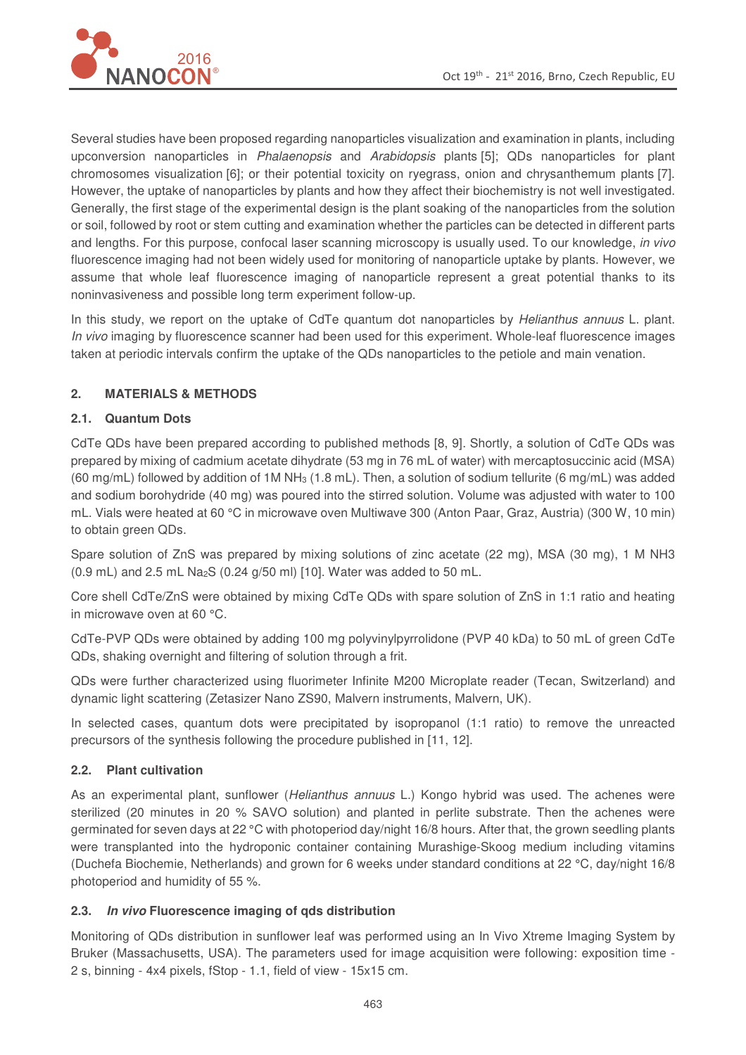Several studies have been proposed regarding nanoparticles visualization and examination in plants, including upconversion nanoparticles in *Phalaenopsis* and *Arabidopsis* plants [5]; QDs nanoparticles for plant chromosomes visualization [6]; or their potential toxicity on ryegrass, onion and chrysanthemum plants [7]. However, the uptake of nanoparticles by plants and how they affect their biochemistry is not well investigated. Generally, the first stage of the experimental design is the plant soaking of the nanoparticles from the solution or soil, followed by root or stem cutting and examination whether the particles can be detected in different parts and lengths. For this purpose, confocal laser scanning microscopy is usually used. To our knowledge, *in vivo* fluorescence imaging had not been widely used for monitoring of nanoparticle uptake by plants. However, we assume that whole leaf fluorescence imaging of nanoparticle represent a great potential thanks to its noninvasiveness and possible long term experiment follow-up.

In this study, we report on the uptake of CdTe quantum dot nanoparticles by *Helianthus annuus* L. plant. *In vivo* imaging by fluorescence scanner had been used for this experiment. Whole-leaf fluorescence images taken at periodic intervals confirm the uptake of the QDs nanoparticles to the petiole and main venation.

## 2. MATERIALS & METHODS

### 2.1. Quantum Dots

CdTe QDs have been prepared according to published methods [8, 9]. Shortly, a solution of CdTe QDs was prepared by mixing of cadmium acetate dihydrate (53 mg in 76 mL of water) with mercaptosuccinic acid (MSA) (60 mg/mL) followed by addition of 1M $NH_3$ (1.8 mL). Then, a solution of sodium tellurite (6 mg/mL) was added and sodium borohydride (40 mg) was poured into the stirred solution. Volume was adjusted with water to 100 mL. Vials were heated at 60 °C in microwave oven Multiwave 300 (Anton Paar, Graz, Austria) (300 W, 10 min) to obtain green QDs.

Spare solution of ZnS was prepared by mixing solutions of zinc acetate (22 mg), MSA (30 mg), 1 M NH3 (0.9 mL) and 2.5 mL $Na_2S$ (0.24 g/50 ml) [10]. Water was added to 50 mL.

Core shell CdTe/ZnS were obtained by mixing CdTe QDs with spare solution of ZnS in 1:1 ratio and heating in microwave oven at 60 °C.

CdTe-PVP QDs were obtained by adding 100 mg polyvinylpyrrolidone (PVP 40 kDa) to 50 mL of green CdTe QDs, shaking overnight and filtering of solution through a frit.

QDs were further characterized using fluorimeter Infinite M200 Microplate reader (Tecan, Switzerland) and dynamic light scattering (Zetasizer Nano ZS90, Malvern instruments, Malvern, UK).

In selected cases, quantum dots were precipitated by isopropanol (1:1 ratio) to remove the unreacted precursors of the synthesis following the procedure published in [11, 12].

### 2.2. Plant cultivation

As an experimental plant, sunflower (*Helianthus annuus* L.) Kongo hybrid was used. The achenes were sterilized (20 minutes in 20 % SAVO solution) and planted in perlite substrate. Then the achenes were germinated for seven days at 22 °C with photoperiod day/night 16/8 hours. After that, the grown seedling plants were transplanted into the hydroponic container containing Murashige-Skoog medium including vitamins (Duchefa Biochemie, Netherlands) and grown for 6 weeks under standard conditions at 22 °C, day/night 16/8 photoperiod and humidity of 55 %.

### 2.3. *In vivo* Fluorescence imaging of qds distribution

Monitoring of QDs distribution in sunflower leaf was performed using an In Vivo Xtreme Imaging System by Bruker (Massachusetts, USA). The parameters used for image acquisition were following: exposition time - 2 s, binning - 4x4 pixels, fStop - 1.1, field of view - 15x15 cm.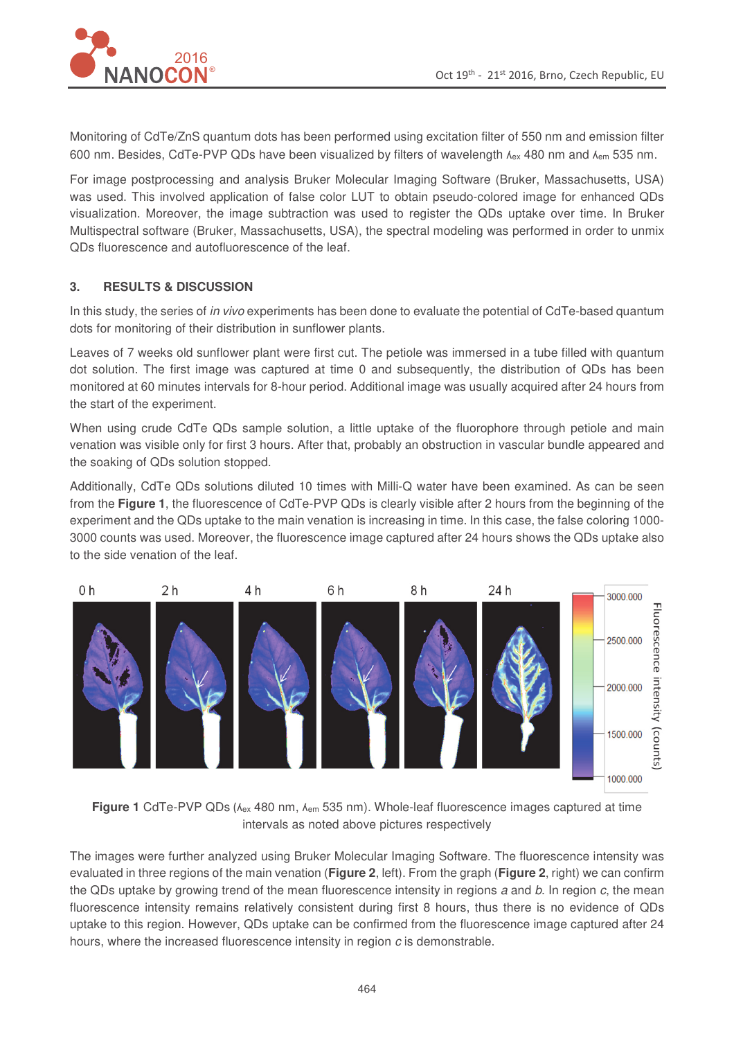Monitoring of CdTe/ZnS quantum dots has been performed using excitation filter of 550 nm and emission filter 600 nm. Besides, CdTe-PVP QDs have been visualized by filters of wavelength $\lambda_{ex}$ 480 nm and $\lambda_{em}$ 535 nm.

For image postprocessing and analysis Bruker Molecular Imaging Software (Bruker, Massachusetts, USA) was used. This involved application of false color LUT to obtain pseudo-colored image for enhanced QDs visualization. Moreover, the image subtraction was used to register the QDs uptake over time. In Bruker Multispectral software (Bruker, Massachusetts, USA), the spectral modeling was performed in order to unmix QDs fluorescence and autofluorescence of the leaf.

## 3. RESULTS & DISCUSSION

In this study, the series of *in vivo* experiments has been done to evaluate the potential of CdTe-based quantum dots for monitoring of their distribution in sunflower plants.

Leaves of 7 weeks old sunflower plant were first cut. The petiole was immersed in a tube filled with quantum dot solution. The first image was captured at time 0 and subsequently, the distribution of QDs has been monitored at 60 minutes intervals for 8-hour period. Additional image was usually acquired after 24 hours from the start of the experiment.

When using crude CdTe QDs sample solution, a little uptake of the fluorophore through petiole and main venation was visible only for first 3 hours. After that, probably an obstruction in vascular bundle appeared and the soaking of QDs solution stopped.

Additionally, CdTe QDs solutions diluted 10 times with Milli-Q water have been examined. As can be seen from the **Figure 1**, the fluorescence of CdTe-PVP QDs is clearly visible after 2 hours from the beginning of the experiment and the QDs uptake to the main venation is increasing in time. In this case, the false coloring 1000-3000 counts was used. Moreover, the fluorescence image captured after 24 hours shows the QDs uptake also to the side venation of the leaf.

**Figure 1** CdTe-PVP QDs ($\lambda_{ex}$ 480 nm, $\lambda_{em}$ 535 nm). Whole-leaf fluorescence images captured at time intervals as noted above pictures respectively

The images were further analyzed using Bruker Molecular Imaging Software. The fluorescence intensity was evaluated in three regions of the main venation (**Figure 2**, left). From the graph (**Figure 2**, right) we can confirm the QDs uptake by growing trend of the mean fluorescence intensity in regions *a* and *b*. In region *c*, the mean fluorescence intensity remains relatively consistent during first 8 hours, thus there is no evidence of QDs uptake to this region. However, QDs uptake can be confirmed from the fluorescence image captured after 24 hours, where the increased fluorescence intensity in region *c* is demonstrable.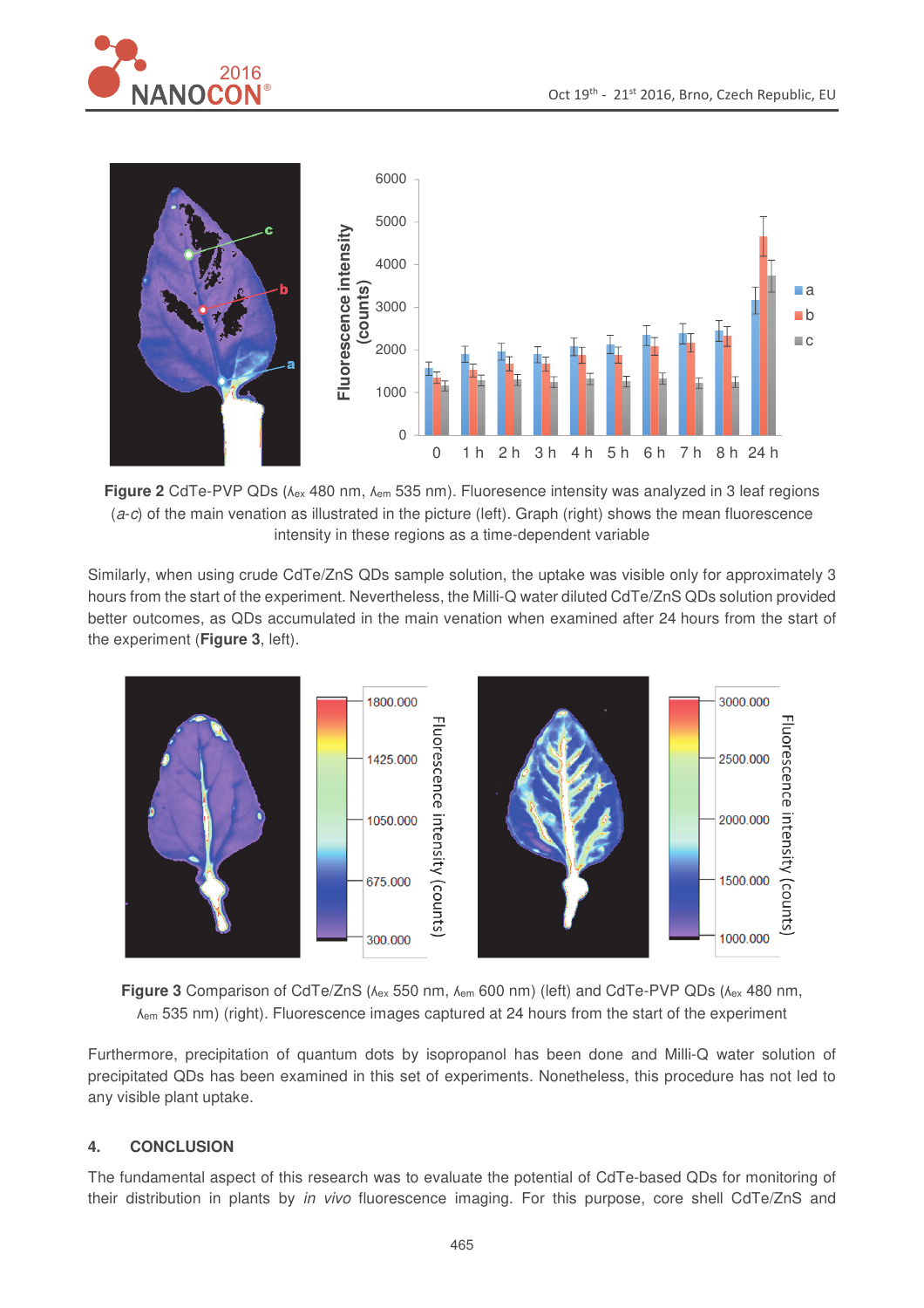**Figure 2** CdTe-PVP QDs ($\lambda_{ex}$ 480 nm, $\lambda_{em}$ 535 nm). Fluoresence intensity was analyzed in 3 leaf regions (*a-c*) of the main venation as illustrated in the picture (left). Graph (right) shows the mean fluorescence intensity in these regions as a time-dependent variable

Similarly, when using crude CdTe/ZnS QDs sample solution, the uptake was visible only for approximately 3 hours from the start of the experiment. Nevertheless, the Milli-Q water diluted CdTe/ZnS QDs solution provided better outcomes, as QDs accumulated in the main venation when examined after 24 hours from the start of the experiment (**Figure 3**, left).

**Figure 3** Comparison of CdTe/ZnS ($\lambda_{ex}$ 550 nm, $\lambda_{em}$ 600 nm) (left) and CdTe-PVP QDs ($\lambda_{ex}$ 480 nm, $\lambda_{em}$ 535 nm) (right). Fluorescence images captured at 24 hours from the start of the experiment

Furthermore, precipitation of quantum dots by isopropanol has been done and Milli-Q water solution of precipitated QDs has been examined in this set of experiments. Nonetheless, this procedure has not led to any visible plant uptake.

## 4. CONCLUSION

The fundamental aspect of this research was to evaluate the potential of CdTe-based QDs for monitoring of their distribution in plants by *in vivo* fluorescence imaging. For this purpose, core shell CdTe/ZnS and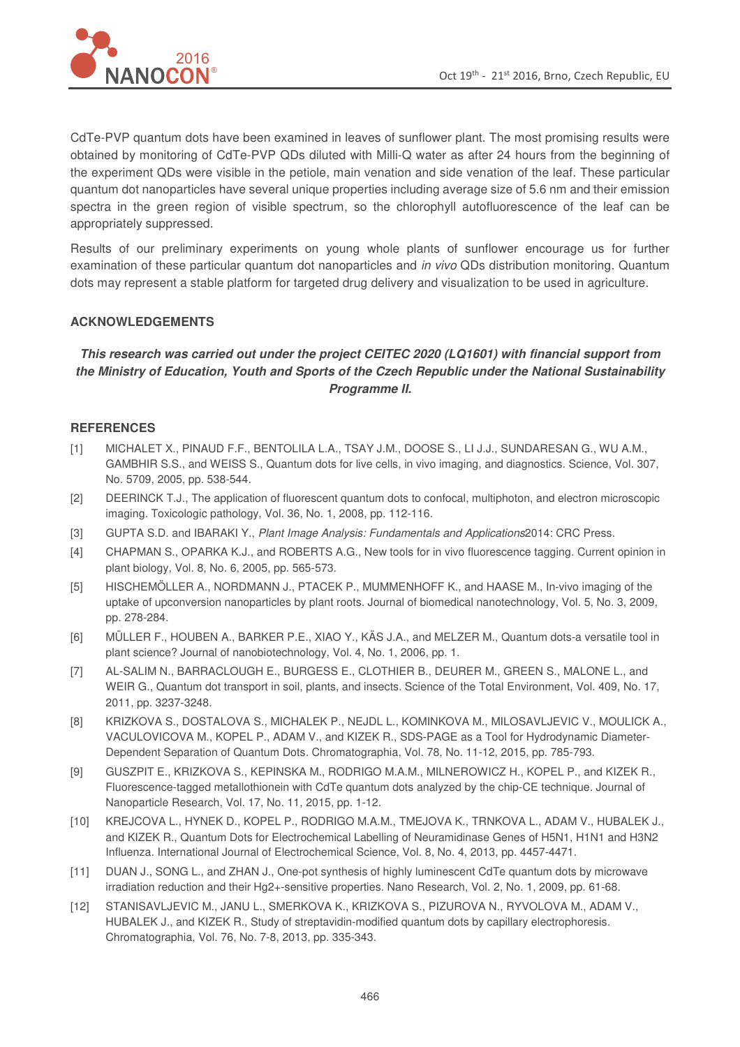CdTe-PVP quantum dots have been examined in leaves of sunflower plant. The most promising results were obtained by monitoring of CdTe-PVP QDs diluted with Milli-Q water as after 24 hours from the beginning of the experiment QDs were visible in the petiole, main venation and side venation of the leaf. These particular quantum dot nanoparticles have several unique properties including average size of 5.6 nm and their emission spectra in the green region of visible spectrum, so the chlorophyll autofluorescence of the leaf can be appropriately suppressed.

Results of our preliminary experiments on young whole plants of sunflower encourage us for further examination of these particular quantum dot nanoparticles and *in vivo* QDs distribution monitoring. Quantum dots may represent a stable platform for targeted drug delivery and visualization to be used in agriculture.

## ACKNOWLEDGEMENTS

***This research was carried out under the project CEITEC 2020 (LQ1601) with financial support from the Ministry of Education, Youth and Sports of the Czech Republic under the National Sustainability Programme II.***

## REFERENCES

[1] MICHALET X., PINAUD F.F., BENTOLILA L.A., TSAY J.M., DOOSE S., LI J.J., SUNDARESAN G., WU A.M., GAMBHIR S.S., and WEISS S., Quantum dots for live cells, in vivo imaging, and diagnostics. Science, Vol. 307, No. 5709, 2005, pp. 538-544.

[2] DEERINCK T.J., The application of fluorescent quantum dots to confocal, multiphoton, and electron microscopic imaging. Toxicologic pathology, Vol. 36, No. 1, 2008, pp. 112-116.

[3] GUPTA S.D. and IBARAKI Y., *Plant Image Analysis: Fundamentals and Applications*2014: CRC Press.

[4] CHAPMAN S., OPARKA K.J., and ROBERTS A.G., New tools for in vivo fluorescence tagging. Current opinion in plant biology, Vol. 8, No. 6, 2005, pp. 565-573.

[5] HISCHEMÖLLER A., NORDMANN J., PTACEK P., MUMMENHOFF K., and HAASE M., In-vivo imaging of the uptake of upconversion nanoparticles by plant roots. Journal of biomedical nanotechnology, Vol. 5, No. 3, 2009, pp. 278-284.

[6] MÜLLER F., HOUBEN A., BARKER P.E., XIAO Y., KÄS J.A., and MELZER M., Quantum dots-a versatile tool in plant science? Journal of nanobiotechnology, Vol. 4, No. 1, 2006, pp. 1.

[7] AL-SALIM N., BARRACLOUGH E., BURGESS E., CLOTHIER B., DEURER M., GREEN S., MALONE L., and WEIR G., Quantum dot transport in soil, plants, and insects. Science of the Total Environment, Vol. 409, No. 17, 2011, pp. 3237-3248.

[8] KRIZKOVA S., DOSTALOVA S., MICHALEK P., NEJDL L., KOMINKOVA M., MILOSAVLJEVIC V., MOULICK A., VACULOVICOVA M., KOPEL P., ADAM V., and KIZEK R., SDS-PAGE as a Tool for Hydrodynamic Diameter-Dependent Separation of Quantum Dots. Chromatographia, Vol. 78, No. 11-12, 2015, pp. 785-793.

[9] GUSZPIT E., KRIZKOVA S., KEPINSKA M., RODRIGO M.A.M., MILNEROWICZ H., KOPEL P., and KIZEK R., Fluorescence-tagged metallothionein with CdTe quantum dots analyzed by the chip-CE technique. Journal of Nanoparticle Research, Vol. 17, No. 11, 2015, pp. 1-12.

[10] KREJCOVA L., HYNEK D., KOPEL P., RODRIGO M.A.M., TMEJOVA K., TRNKOVA L., ADAM V., HUBALEK J., and KIZEK R., Quantum Dots for Electrochemical Labelling of Neuramidinase Genes of H5N1, H1N1 and H3N2 Influenza. International Journal of Electrochemical Science, Vol. 8, No. 4, 2013, pp. 4457-4471.

[11] DUAN J., SONG L., and ZHAN J., One-pot synthesis of highly luminescent CdTe quantum dots by microwave irradiation reduction and their Hg2+-sensitive properties. Nano Research, Vol. 2, No. 1, 2009, pp. 61-68.

[12] STANISAVLJEVIC M., JANU L., SMERKOVA K., KRIZKOVA S., PIZUROVA N., RYVOLOVA M., ADAM V., HUBALEK J., and KIZEK R., Study of streptavidin-modified quantum dots by capillary electrophoresis. Chromatographia, Vol. 76, No. 7-8, 2013, pp. 335-343.